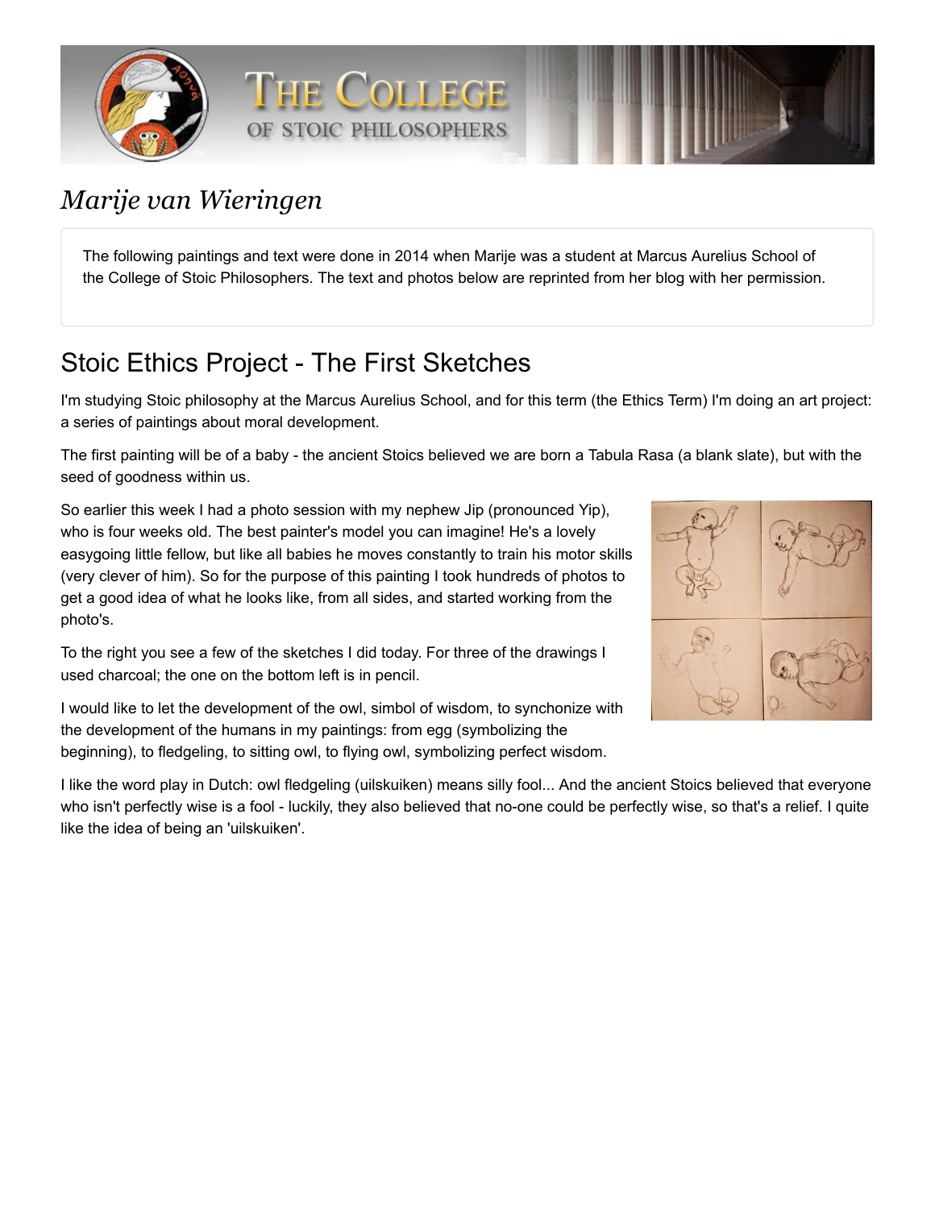# Marije van Wieringen

The following paintings and text were done in 2014 when Marije was a student at Marcus Aurelius School of the College of Stoic Philosophers. The text and photos below are reprinted from her blog with her permission.

## Stoic Ethics Project - The First Sketches

I'm studying Stoic philosophy at the Marcus Aurelius School, and for this term (the Ethics Term) I'm doing an art project: a series of paintings about moral development.

The first painting will be of a baby - the ancient Stoics believed we are born a Tabula Rasa (a blank slate), but with the seed of goodness within us.

So earlier this week I had a photo session with my nephew Jip (pronounced Yip), who is four weeks old. The best painter's model you can imagine! He's a lovely easygoing little fellow, but like all babies he moves constantly to train his motor skills (very clever of him). So for the purpose of this painting I took hundreds of photos to get a good idea of what he looks like, from all sides, and started working from the photo's.

To the right you see a few of the sketches I did today. For three of the drawings I used charcoal; the one on the bottom left is in pencil.

I would like to let the development of the owl, simbol of wisdom, to synchronize with the development of the humans in my paintings: from egg (symbolizing the beginning), to fledgeling, to sitting owl, to flying owl, symbolizing perfect wisdom.

I like the word play in Dutch: owl fledgeling (uilskuiken) means silly fool... And the ancient Stoics believed that everyone who isn't perfectly wise is a fool - luckily, they also believed that no-one could be perfectly wise, so that's a relief. I quite like the idea of being an 'uilskuiken'.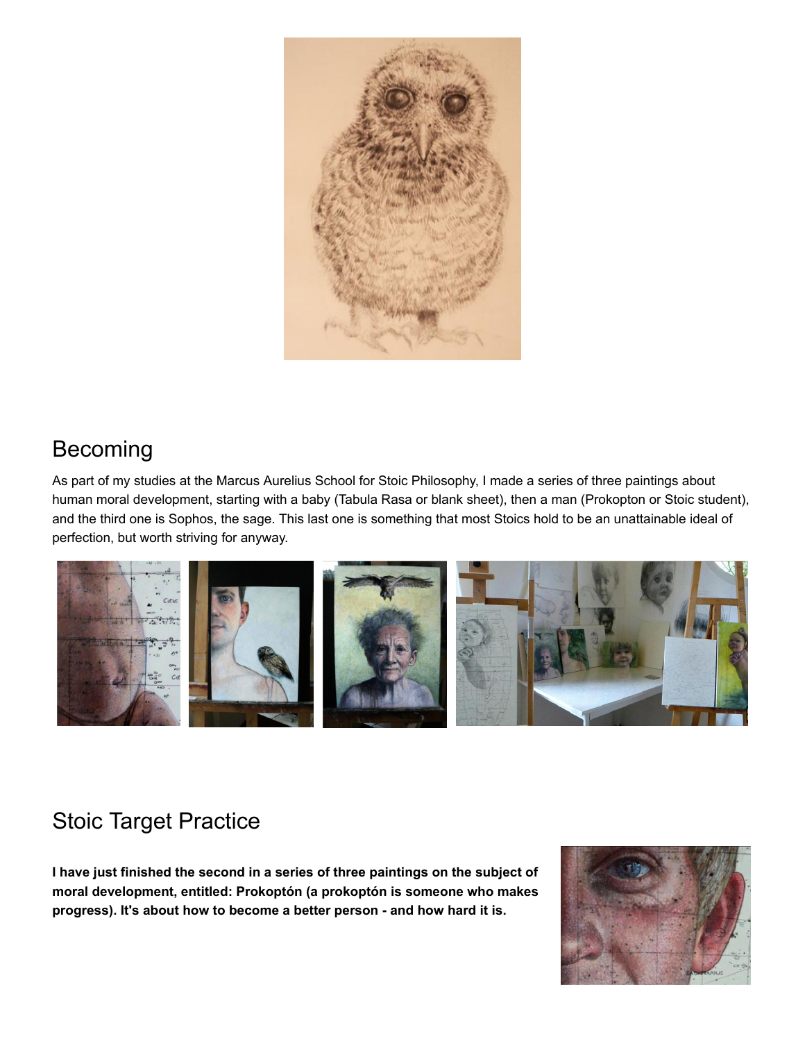## Becoming

As part of my studies at the Marcus Aurelius School for Stoic Philosophy, I made a series of three paintings about human moral development, starting with a baby (Tabula Rasa or blank sheet), then a man (Prokopton or Stoic student), and the third one is Sophos, the sage. This last one is something that most Stoics hold to be an unattainable ideal of perfection, but worth striving for anyway.

## Stoic Target Practice

**I have just finished the second in a series of three paintings on the subject of moral development, entitled: Prokoptón (a prokoptón is someone who makes progress). It's about how to become a better person - and how hard it is.**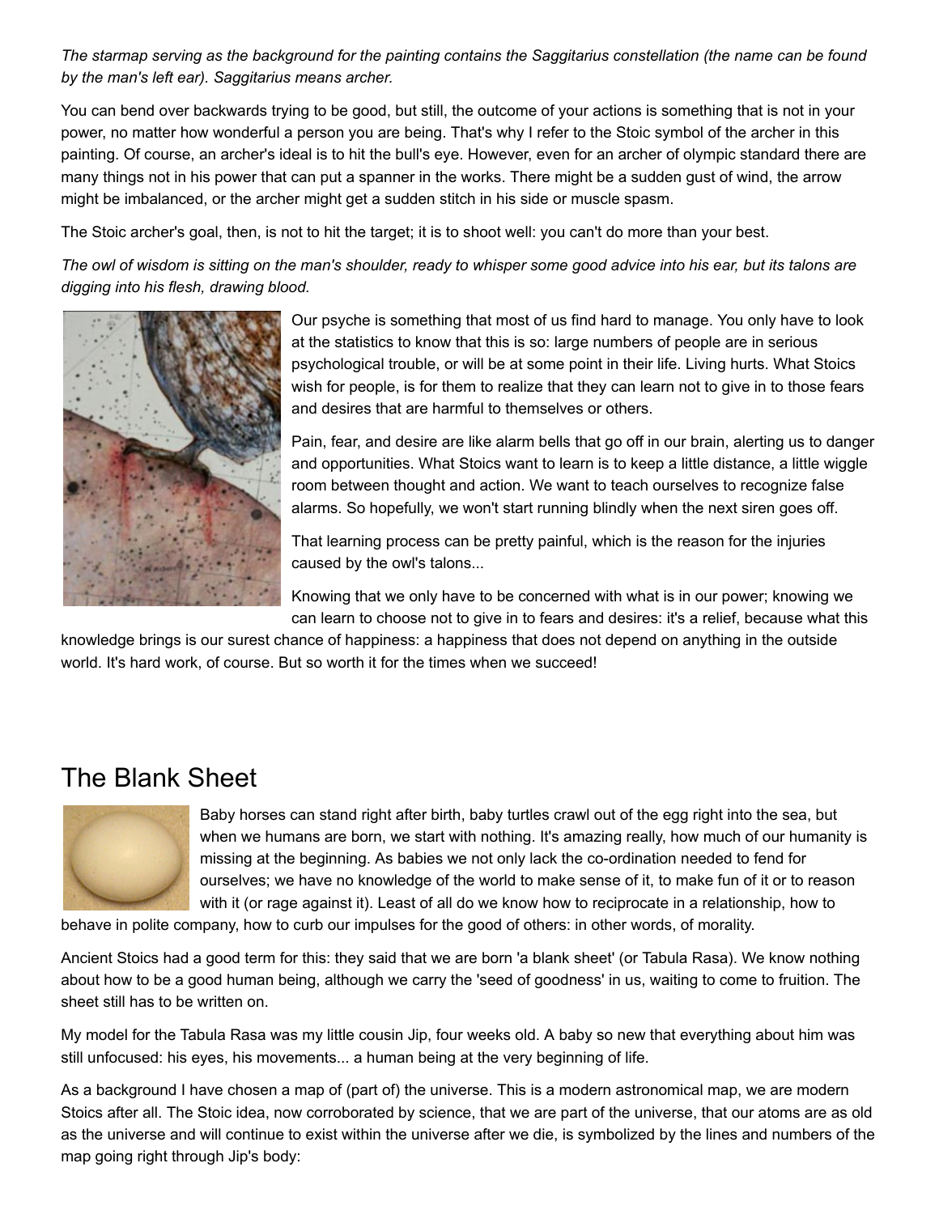*The starmap serving as the background for the painting contains the Saggitarius constellation (the name can be found by the man's left ear). Saggitarius means archer.*

You can bend over backwards trying to be good, but still, the outcome of your actions is something that is not in your power, no matter how wonderful a person you are being. That's why I refer to the Stoic symbol of the archer in this painting. Of course, an archer's ideal is to hit the bull's eye. However, even for an archer of olympic standard there are many things not in his power that can put a spanner in the works. There might be a sudden gust of wind, the arrow might be imbalanced, or the archer might get a sudden stitch in his side or muscle spasm.

The Stoic archer's goal, then, is not to hit the target; it is to shoot well: you can't do more than your best.

*The owl of wisdom is sitting on the man's shoulder, ready to whisper some good advice into his ear, but its talons are digging into his flesh, drawing blood.*

Our psyche is something that most of us find hard to manage. You only have to look at the statistics to know that this is so: large numbers of people are in serious psychological trouble, or will be at some point in their life. Living hurts. What Stoics wish for people, is for them to realize that they can learn not to give in to those fears and desires that are harmful to themselves or others.

Pain, fear, and desire are like alarm bells that go off in our brain, alerting us to danger and opportunities. What Stoics want to learn is to keep a little distance, a little wiggle room between thought and action. We want to teach ourselves to recognize false alarms. So hopefully, we won't start running blindly when the next siren goes off.

That learning process can be pretty painful, which is the reason for the injuries caused by the owl's talons...

Knowing that we only have to be concerned with what is in our power; knowing we can learn to choose not to give in to fears and desires: it's a relief, because what this knowledge brings is our surest chance of happiness: a happiness that does not depend on anything in the outside world. It's hard work, of course. But so worth it for the times when we succeed!

## The Blank Sheet

Baby horses can stand right after birth, baby turtles crawl out of the egg right into the sea, but when we humans are born, we start with nothing. It's amazing really, how much of our humanity is missing at the beginning. As babies we not only lack the co-ordination needed to fend for ourselves; we have no knowledge of the world to make sense of it, to make fun of it or to reason with it (or rage against it). Least of all do we know how to reciprocate in a relationship, how to behave in polite company, how to curb our impulses for the good of others: in other words, of morality.

Ancient Stoics had a good term for this: they said that we are born 'a blank sheet' (or Tabula Rasa). We know nothing about how to be a good human being, although we carry the 'seed of goodness' in us, waiting to come to fruition. The sheet still has to be written on.

My model for the Tabula Rasa was my little cousin Jip, four weeks old. A baby so new that everything about him was still unfocused: his eyes, his movements... a human being at the very beginning of life.

As a background I have chosen a map of (part of) the universe. This is a modern astronomical map, we are modern Stoics after all. The Stoic idea, now corroborated by science, that we are part of the universe, that our atoms are as old as the universe and will continue to exist within the universe after we die, is symbolized by the lines and numbers of the map going right through Jip's body: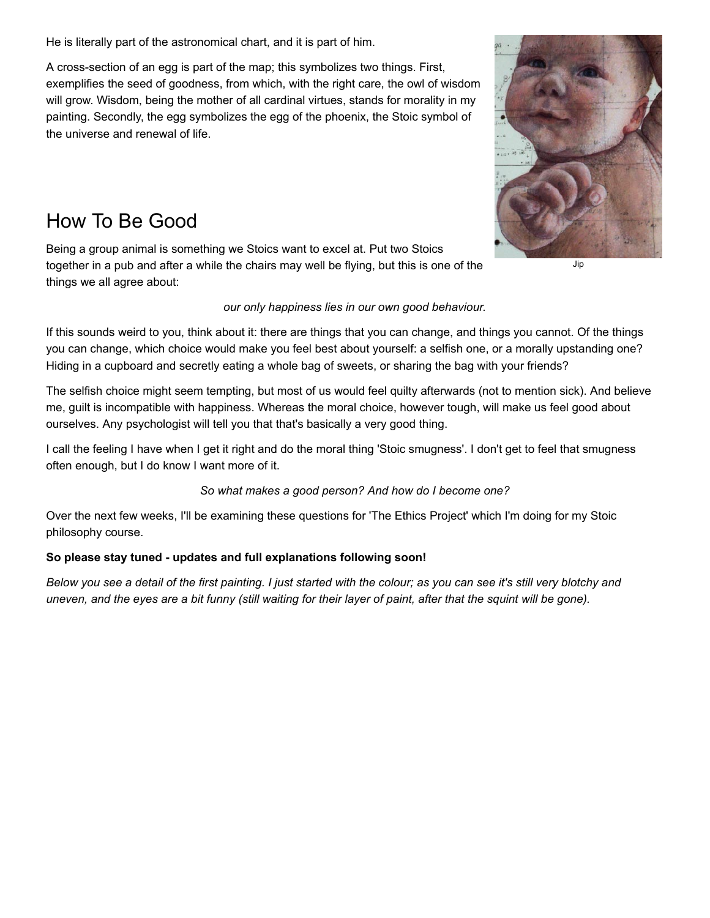He is literally part of the astronomical chart, and it is part of him.

A cross-section of an egg is part of the map; this symbolizes two things. First, exemplifies the seed of goodness, from which, with the right care, the owl of wisdom will grow. Wisdom, being the mother of all cardinal virtues, stands for morality in my painting. Secondly, the egg symbolizes the egg of the phoenix, the Stoic symbol of the universe and renewal of life.

Jip

## How To Be Good

Being a group animal is something we Stoics want to excel at. Put two Stoics together in a pub and after a while the chairs may well be flying, but this is one of the things we all agree about:

*our only happiness lies in our own good behaviour.*

If this sounds weird to you, think about it: there are things that you can change, and things you cannot. Of the things you can change, which choice would make you feel best about yourself: a selfish one, or a morally upstanding one? Hiding in a cupboard and secretly eating a whole bag of sweets, or sharing the bag with your friends?

The selfish choice might seem tempting, but most of us would feel quilty afterwards (not to mention sick). And believe me, guilt is incompatible with happiness. Whereas the moral choice, however tough, will make us feel good about ourselves. Any psychologist will tell you that that's basically a very good thing.

I call the feeling I have when I get it right and do the moral thing 'Stoic smugness'. I don't get to feel that smugness often enough, but I do know I want more of it.

*So what makes a good person? And how do I become one?*

Over the next few weeks, I'll be examining these questions for 'The Ethics Project' which I'm doing for my Stoic philosophy course.

**So please stay tuned - updates and full explanations following soon!**

*Below you see a detail of the first painting. I just started with the colour; as you can see it's still very blotchy and uneven, and the eyes are a bit funny (still waiting for their layer of paint, after that the squint will be gone).*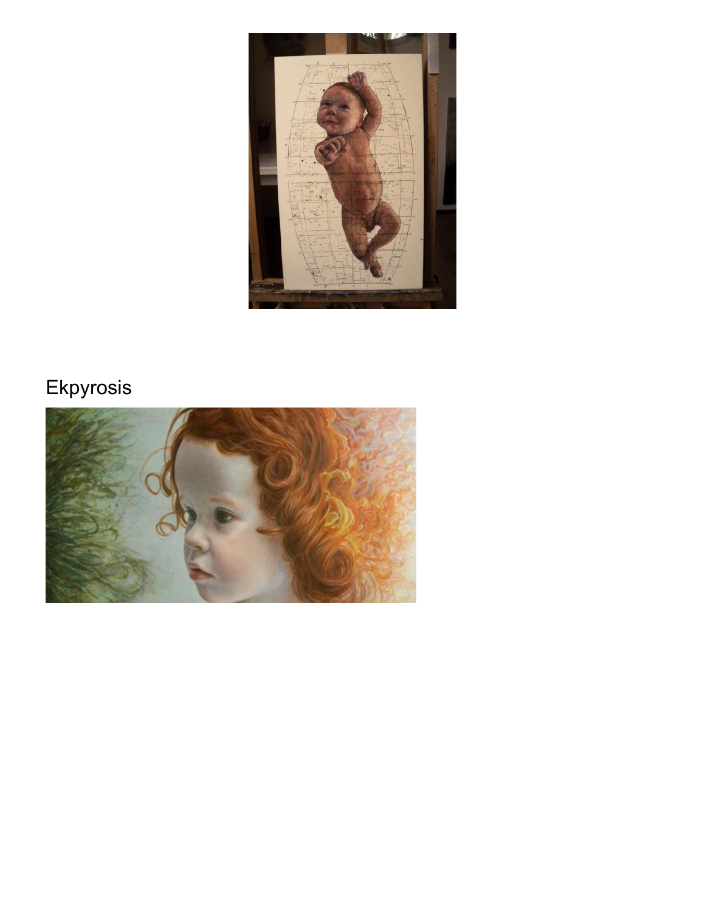Ekpyrosis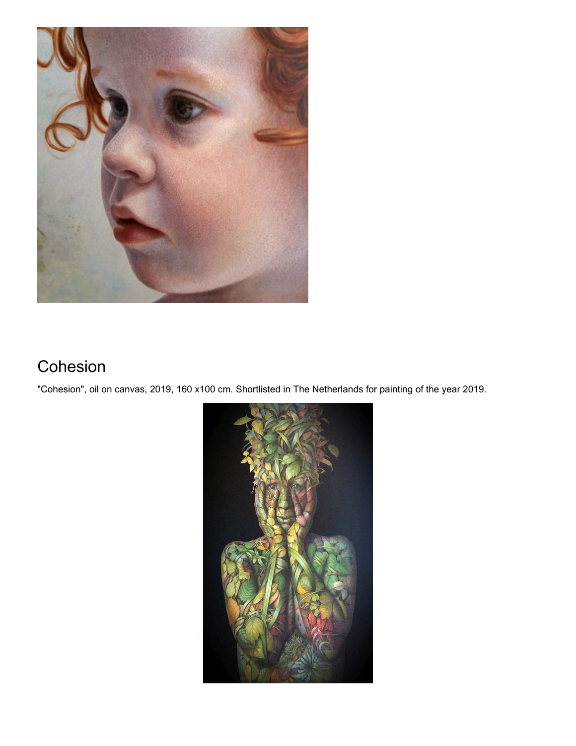## Cohesion

"Cohesion", oil on canvas, 2019, 160 x100 cm. Shortlisted in The Netherlands for painting of the year 2019.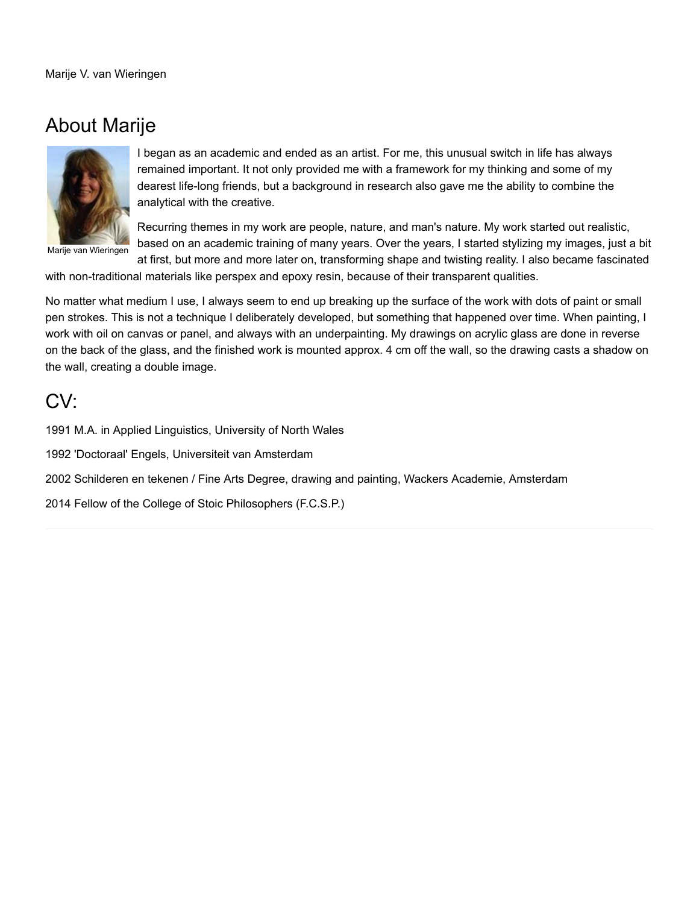Marije V. van Wieringen

## About Marije

Marije van Wieringen

I began as an academic and ended as an artist. For me, this unusual switch in life has always remained important. It not only provided me with a framework for my thinking and some of my dearest life-long friends, but a background in research also gave me the ability to combine the analytical with the creative.

Recurring themes in my work are people, nature, and man's nature. My work started out realistic, based on an academic training of many years. Over the years, I started stylizing my images, just a bit at first, but more and more later on, transforming shape and twisting reality. I also became fascinated with non-traditional materials like perspex and epoxy resin, because of their transparent qualities.

No matter what medium I use, I always seem to end up breaking up the surface of the work with dots of paint or small pen strokes. This is not a technique I deliberately developed, but something that happened over time. When painting, I work with oil on canvas or panel, and always with an underpainting. My drawings on acrylic glass are done in reverse on the back of the glass, and the finished work is mounted approx. 4 cm off the wall, so the drawing casts a shadow on the wall, creating a double image.

## CV:

1991 M.A. in Applied Linguistics, University of North Wales

1992 'Doctoraal' Engels, Universiteit van Amsterdam

2002 Schilderen en tekenen / Fine Arts Degree, drawing and painting, Wackers Academie, Amsterdam

2014 Fellow of the College of Stoic Philosophers (F.C.S.P.)

---